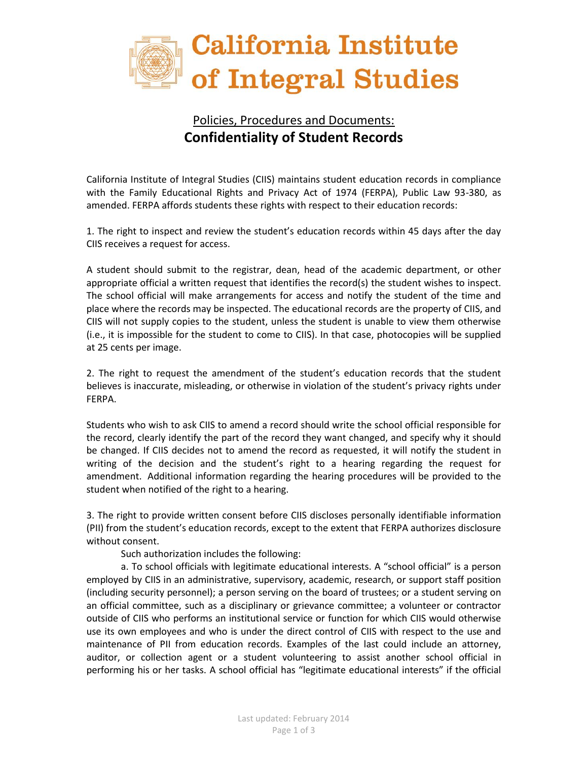# California Institute of Integral Studies

## Policies, Procedures and Documents:
## **Confidentiality of Student Records**

California Institute of Integral Studies (CIIS) maintains student education records in compliance with the Family Educational Rights and Privacy Act of 1974 (FERPA), Public Law 93-380, as amended. FERPA affords students these rights with respect to their education records:

1. The right to inspect and review the student's education records within 45 days after the day CIIS receives a request for access.

A student should submit to the registrar, dean, head of the academic department, or other appropriate official a written request that identifies the record(s) the student wishes to inspect. The school official will make arrangements for access and notify the student of the time and place where the records may be inspected. The educational records are the property of CIIS, and CIIS will not supply copies to the student, unless the student is unable to view them otherwise (i.e., it is impossible for the student to come to CIIS). In that case, photocopies will be supplied at 25 cents per image.

2. The right to request the amendment of the student's education records that the student believes is inaccurate, misleading, or otherwise in violation of the student's privacy rights under FERPA.

Students who wish to ask CIIS to amend a record should write the school official responsible for the record, clearly identify the part of the record they want changed, and specify why it should be changed. If CIIS decides not to amend the record as requested, it will notify the student in writing of the decision and the student's right to a hearing regarding the request for amendment. Additional information regarding the hearing procedures will be provided to the student when notified of the right to a hearing.

3. The right to provide written consent before CIIS discloses personally identifiable information (PII) from the student's education records, except to the extent that FERPA authorizes disclosure without consent.

Such authorization includes the following:

a. To school officials with legitimate educational interests. A "school official" is a person employed by CIIS in an administrative, supervisory, academic, research, or support staff position (including security personnel); a person serving on the board of trustees; or a student serving on an official committee, such as a disciplinary or grievance committee; a volunteer or contractor outside of CIIS who performs an institutional service or function for which CIIS would otherwise use its own employees and who is under the direct control of CIIS with respect to the use and maintenance of PII from education records. Examples of the last could include an attorney, auditor, or collection agent or a student volunteering to assist another school official in performing his or her tasks. A school official has "legitimate educational interests" if the official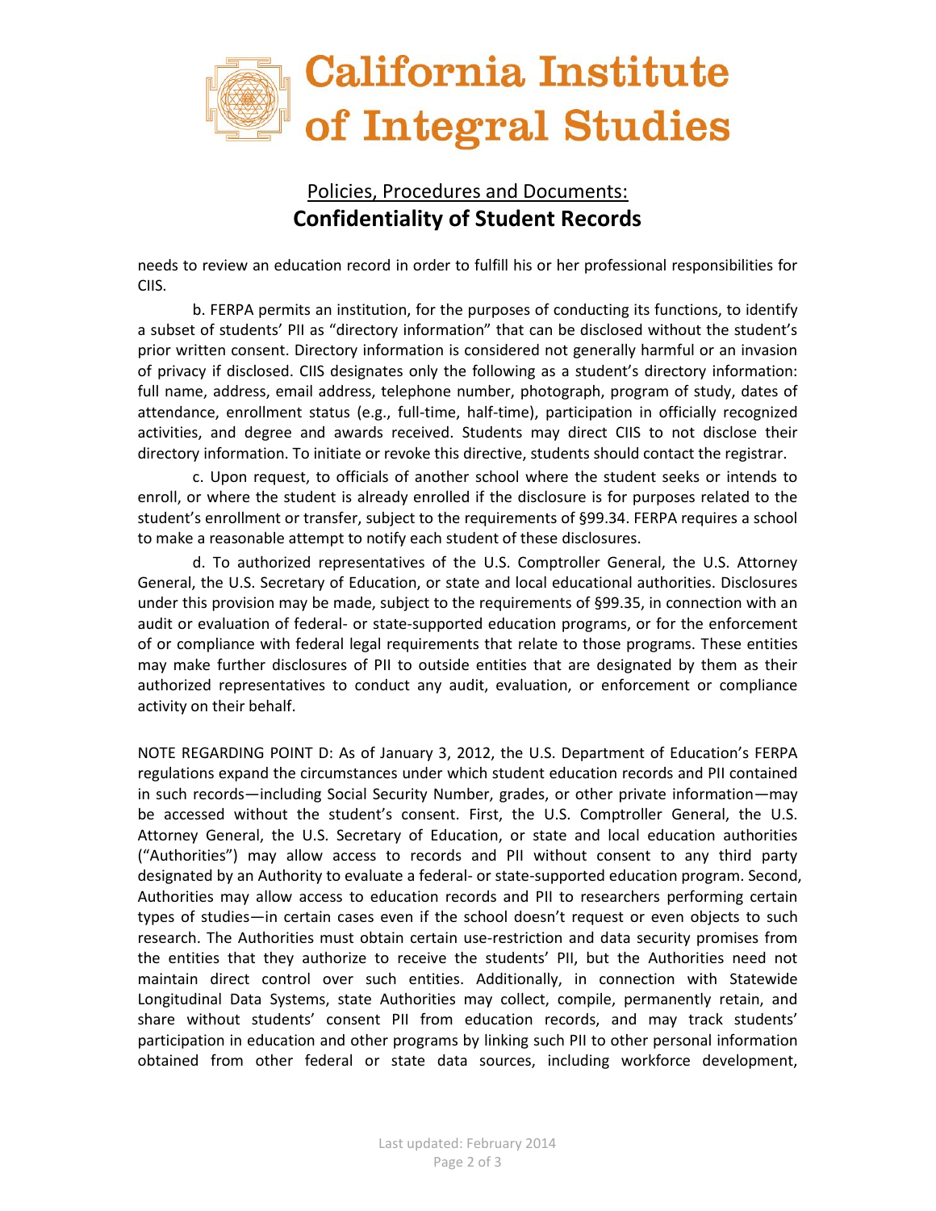needs to review an education record in order to fulfill his or her professional responsibilities for CIIS.

b. FERPA permits an institution, for the purposes of conducting its functions, to identify a subset of students' PII as "directory information" that can be disclosed without the student's prior written consent. Directory information is considered not generally harmful or an invasion of privacy if disclosed. CIIS designates only the following as a student's directory information: full name, address, email address, telephone number, photograph, program of study, dates of attendance, enrollment status (e.g., full-time, half-time), participation in officially recognized activities, and degree and awards received. Students may direct CIIS to not disclose their directory information. To initiate or revoke this directive, students should contact the registrar.

c. Upon request, to officials of another school where the student seeks or intends to enroll, or where the student is already enrolled if the disclosure is for purposes related to the student's enrollment or transfer, subject to the requirements of §99.34. FERPA requires a school to make a reasonable attempt to notify each student of these disclosures.

d. To authorized representatives of the U.S. Comptroller General, the U.S. Attorney General, the U.S. Secretary of Education, or state and local educational authorities. Disclosures under this provision may be made, subject to the requirements of §99.35, in connection with an audit or evaluation of federal- or state-supported education programs, or for the enforcement of or compliance with federal legal requirements that relate to those programs. These entities may make further disclosures of PII to outside entities that are designated by them as their authorized representatives to conduct any audit, evaluation, or enforcement or compliance activity on their behalf.

NOTE REGARDING POINT D: As of January 3, 2012, the U.S. Department of Education's FERPA regulations expand the circumstances under which student education records and PII contained in such records—including Social Security Number, grades, or other private information—may be accessed without the student's consent. First, the U.S. Comptroller General, the U.S. Attorney General, the U.S. Secretary of Education, or state and local education authorities ("Authorities") may allow access to records and PII without consent to any third party designated by an Authority to evaluate a federal- or state-supported education program. Second, Authorities may allow access to education records and PII to researchers performing certain types of studies—in certain cases even if the school doesn't request or even objects to such research. The Authorities must obtain certain use-restriction and data security promises from the entities that they authorize to receive the students' PII, but the Authorities need not maintain direct control over such entities. Additionally, in connection with Statewide Longitudinal Data Systems, state Authorities may collect, compile, permanently retain, and share without students' consent PII from education records, and may track students' participation in education and other programs by linking such PII to other personal information obtained from other federal or state data sources, including workforce development,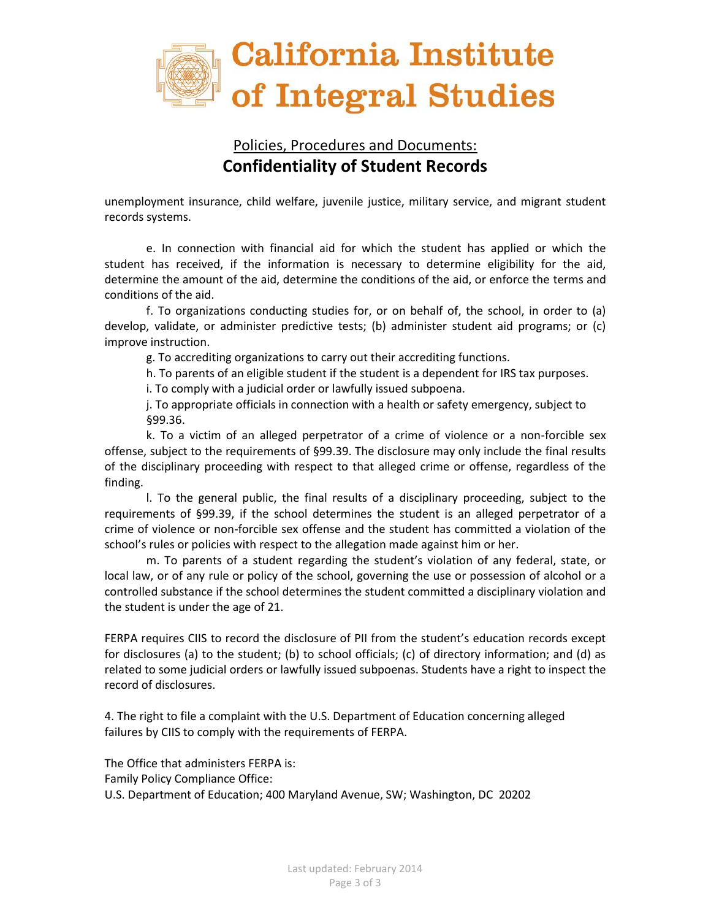unemployment insurance, child welfare, juvenile justice, military service, and migrant student records systems.

e. In connection with financial aid for which the student has applied or which the student has received, if the information is necessary to determine eligibility for the aid, determine the amount of the aid, determine the conditions of the aid, or enforce the terms and conditions of the aid.

f. To organizations conducting studies for, or on behalf of, the school, in order to (a) develop, validate, or administer predictive tests; (b) administer student aid programs; or (c) improve instruction.

g. To accrediting organizations to carry out their accrediting functions.

h. To parents of an eligible student if the student is a dependent for IRS tax purposes.

i. To comply with a judicial order or lawfully issued subpoena.

j. To appropriate officials in connection with a health or safety emergency, subject to §99.36.

k. To a victim of an alleged perpetrator of a crime of violence or a non-forcible sex offense, subject to the requirements of §99.39. The disclosure may only include the final results of the disciplinary proceeding with respect to that alleged crime or offense, regardless of the finding.

l. To the general public, the final results of a disciplinary proceeding, subject to the requirements of §99.39, if the school determines the student is an alleged perpetrator of a crime of violence or non-forcible sex offense and the student has committed a violation of the school's rules or policies with respect to the allegation made against him or her.

m. To parents of a student regarding the student's violation of any federal, state, or local law, or of any rule or policy of the school, governing the use or possession of alcohol or a controlled substance if the school determines the student committed a disciplinary violation and the student is under the age of 21.

FERPA requires CIIS to record the disclosure of PII from the student's education records except for disclosures (a) to the student; (b) to school officials; (c) of directory information; and (d) as related to some judicial orders or lawfully issued subpoenas. Students have a right to inspect the record of disclosures.

4. The right to file a complaint with the U.S. Department of Education concerning alleged failures by CIIS to comply with the requirements of FERPA.

The Office that administers FERPA is:
Family Policy Compliance Office:
U.S. Department of Education; 400 Maryland Avenue, SW; Washington, DC 20202

Last updated: February 2014